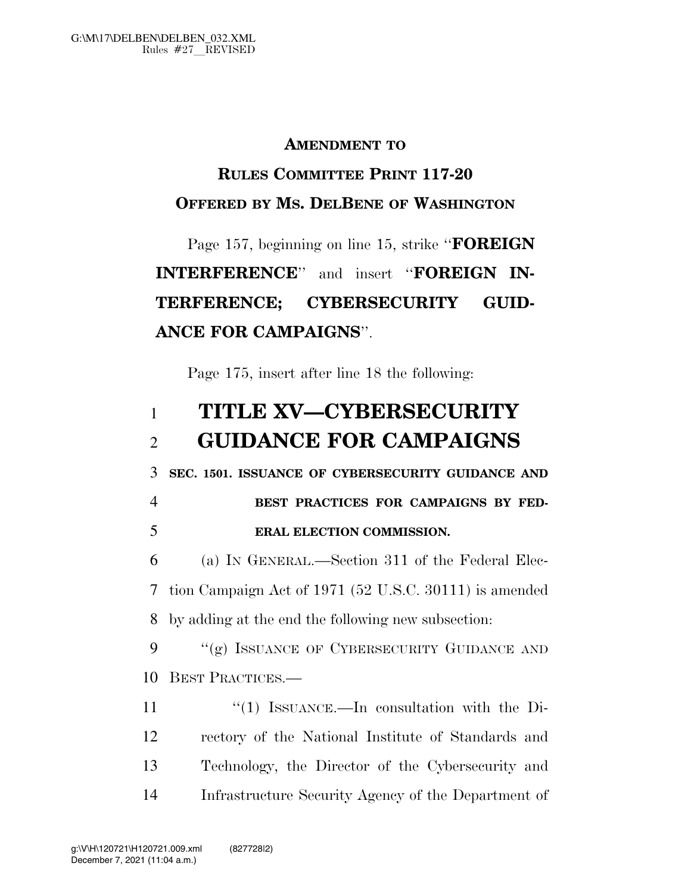**AMENDMENT TO**

**RULES COMMITTEE PRINT 117-20**

**OFFERED BY MS. DELBENE OF WASHINGTON**

Page 157, beginning on line 15, strike "**FOREIGN INTERFERENCE**" and insert "**FOREIGN INTERFERENCE; CYBERSECURITY GUIDANCE FOR CAMPAIGNS**".

Page 175, insert after line 18 the following:

# TITLE XV—CYBERSECURITY GUIDANCE FOR CAMPAIGNS

**SEC. 1501. ISSUANCE OF CYBERSECURITY GUIDANCE AND BEST PRACTICES FOR CAMPAIGNS BY FEDERAL ELECTION COMMISSION.**

(a) IN GENERAL.—Section 311 of the Federal Election Campaign Act of 1971 (52 U.S.C. 30111) is amended by adding at the end the following new subsection:

"(g) ISSUANCE OF CYBERSECURITY GUIDANCE AND BEST PRACTICES.—

"(1) ISSUANCE.—In consultation with the Directory of the National Institute of Standards and Technology, the Director of the Cybersecurity and Infrastructure Security Agency of the Department of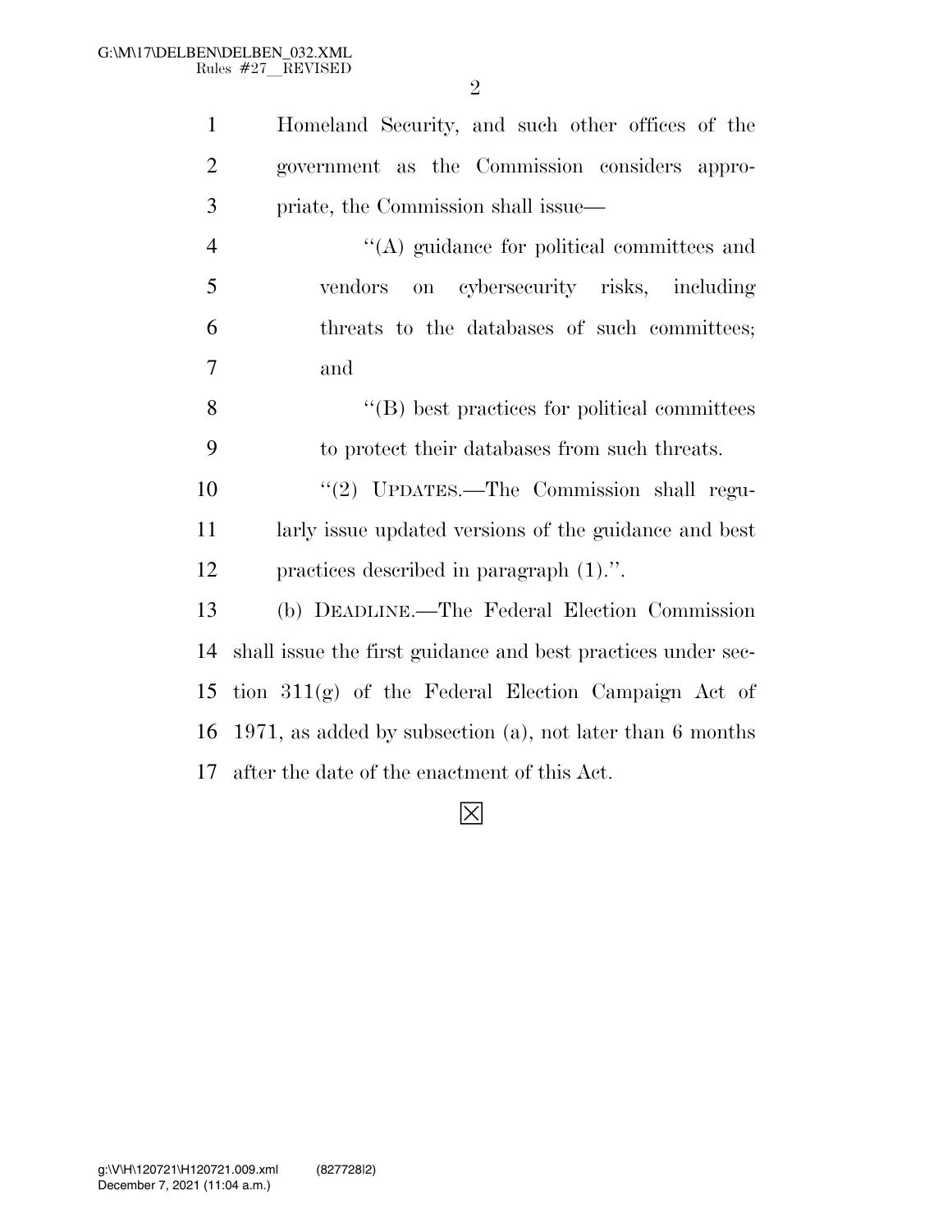Homeland Security, and such other offices of the government as the Commission considers appropriate, the Commission shall issue—

"(A) guidance for political committees and vendors on cybersecurity risks, including threats to the databases of such committees; and

"(B) best practices for political committees to protect their databases from such threats.

"(2) UPDATES.—The Commission shall regularly issue updated versions of the guidance and best practices described in paragraph (1).".

(b) DEADLINE.—The Federal Election Commission shall issue the first guidance and best practices under section 311(g) of the Federal Election Campaign Act of 1971, as added by subsection (a), not later than 6 months after the date of the enactment of this Act.

☒